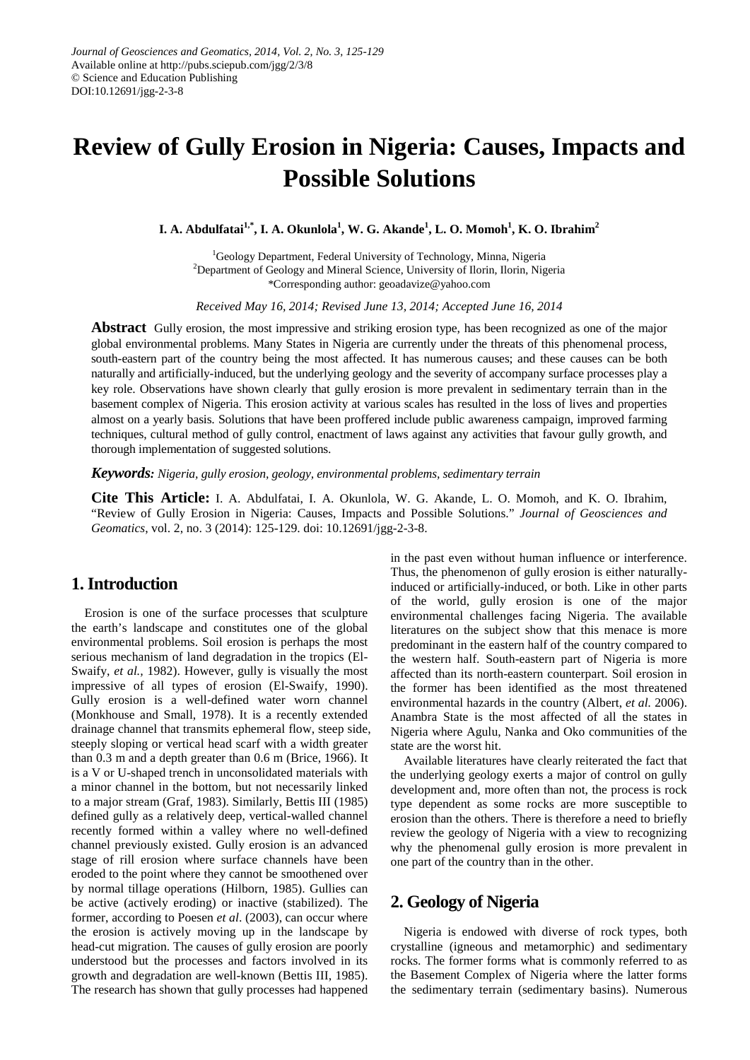# Review of Gully Erosion in Nigeria: Causes, Impacts and Possible Solutions

**I. A. Abdulfatai[1,*], I. A. Okunlola[1], W. G. Akande[1], L. O. Momoh[1], K. O. Ibrahim[2]**

[1]Geology Department, Federal University of Technology, Minna, Nigeria
[2]Department of Geology and Mineral Science, University of Ilorin, Ilorin, Nigeria
*Corresponding author: geoadavize@yahoo.com

*Received May 16, 2014; Revised June 13, 2014; Accepted June 16, 2014*

**Abstract** Gully erosion, the most impressive and striking erosion type, has been recognized as one of the major global environmental problems. Many States in Nigeria are currently under the threats of this phenomenal process, south-eastern part of the country being the most affected. It has numerous causes; and these causes can be both naturally and artificially-induced, but the underlying geology and the severity of accompany surface processes play a key role. Observations have shown clearly that gully erosion is more prevalent in sedimentary terrain than in the basement complex of Nigeria. This erosion activity at various scales has resulted in the loss of lives and properties almost on a yearly basis. Solutions that have been proffered include public awareness campaign, improved farming techniques, cultural method of gully control, enactment of laws against any activities that favour gully growth, and thorough implementation of suggested solutions.

***Keywords:*** *Nigeria, gully erosion, geology, environmental problems, sedimentary terrain*

**Cite This Article:** I. A. Abdulfatai, I. A. Okunlola, W. G. Akande, L. O. Momoh, and K. O. Ibrahim, "Review of Gully Erosion in Nigeria: Causes, Impacts and Possible Solutions." *Journal of Geosciences and Geomatics*, vol. 2, no. 3 (2014): 125-129. doi: 10.12691/jgg-2-3-8.

## 1. Introduction

Erosion is one of the surface processes that sculpture the earth's landscape and constitutes one of the global environmental problems. Soil erosion is perhaps the most serious mechanism of land degradation in the tropics (El-Swaify, *et al.,* 1982). However, gully is visually the most impressive of all types of erosion (El-Swaify, 1990). Gully erosion is a well-defined water worn channel (Monkhouse and Small, 1978). It is a recently extended drainage channel that transmits ephemeral flow, steep side, steeply sloping or vertical head scarf with a width greater than 0.3 m and a depth greater than 0.6 m (Brice, 1966). It is a V or U-shaped trench in unconsolidated materials with a minor channel in the bottom, but not necessarily linked to a major stream (Graf, 1983). Similarly, Bettis III (1985) defined gully as a relatively deep, vertical-walled channel recently formed within a valley where no well-defined channel previously existed. Gully erosion is an advanced stage of rill erosion where surface channels have been eroded to the point where they cannot be smoothened over by normal tillage operations (Hilborn, 1985). Gullies can be active (actively eroding) or inactive (stabilized). The former, according to Poesen *et al*. (2003), can occur where the erosion is actively moving up in the landscape by head-cut migration. The causes of gully erosion are poorly understood but the processes and factors involved in its growth and degradation are well-known (Bettis III, 1985). The research has shown that gully processes had happened in the past even without human influence or interference. Thus, the phenomenon of gully erosion is either naturally-induced or artificially-induced, or both. Like in other parts of the world, gully erosion is one of the major environmental challenges facing Nigeria. The available literatures on the subject show that this menace is more predominant in the eastern half of the country compared to the western half. South-eastern part of Nigeria is more affected than its north-eastern counterpart. Soil erosion in the former has been identified as the most threatened environmental hazards in the country (Albert, *et al.* 2006). Anambra State is the most affected of all the states in Nigeria where Agulu, Nanka and Oko communities of the state are the worst hit.

Available literatures have clearly reiterated the fact that the underlying geology exerts a major of control on gully development and, more often than not, the process is rock type dependent as some rocks are more susceptible to erosion than the others. There is therefore a need to briefly review the geology of Nigeria with a view to recognizing why the phenomenal gully erosion is more prevalent in one part of the country than in the other.

## 2. Geology of Nigeria

Nigeria is endowed with diverse of rock types, both crystalline (igneous and metamorphic) and sedimentary rocks. The former forms what is commonly referred to as the Basement Complex of Nigeria where the latter forms the sedimentary terrain (sedimentary basins). Numerous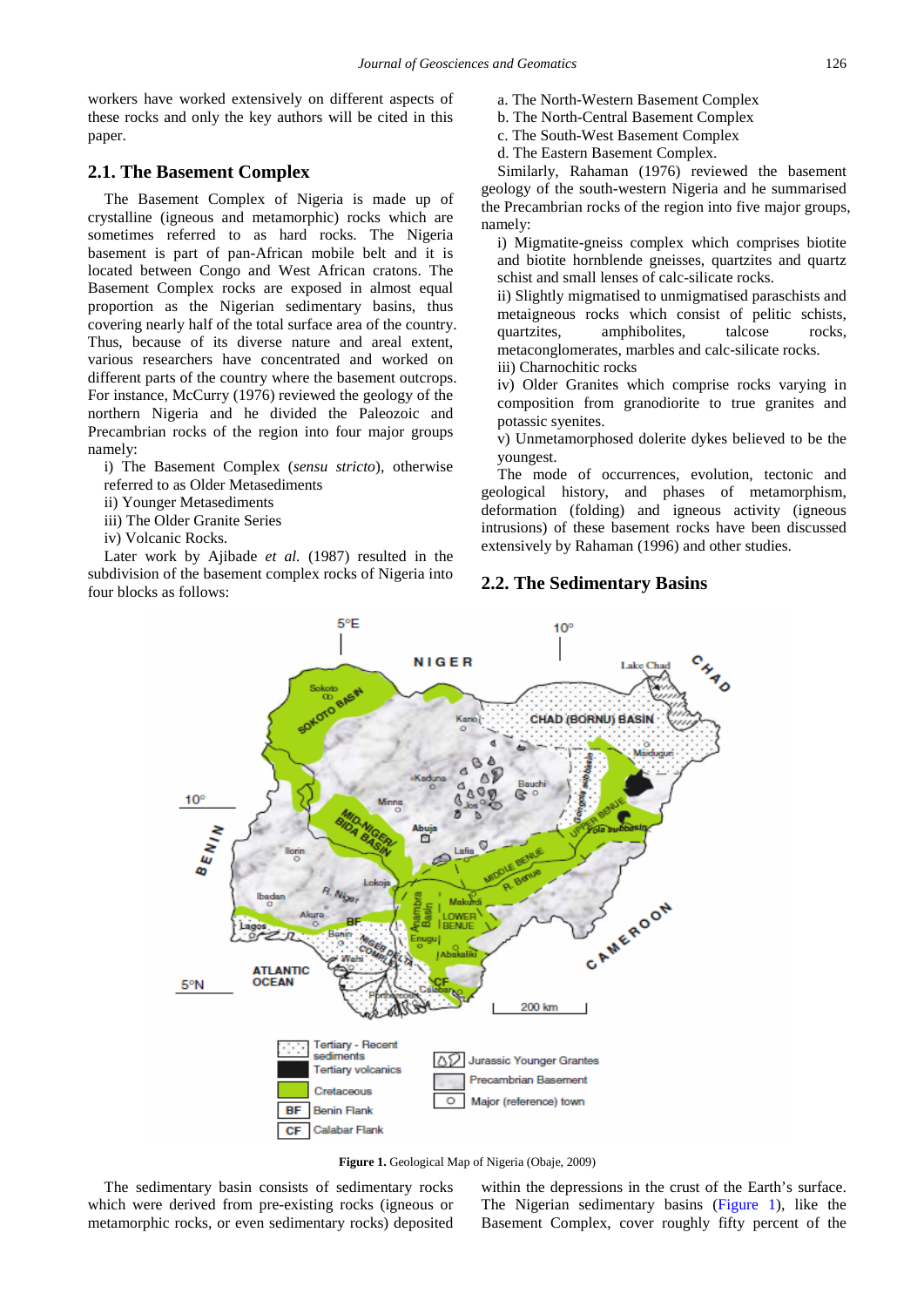workers have worked extensively on different aspects of these rocks and only the key authors will be cited in this paper.

## 2.1. The Basement Complex

The Basement Complex of Nigeria is made up of crystalline (igneous and metamorphic) rocks which are sometimes referred to as hard rocks. The Nigeria basement is part of pan-African mobile belt and it is located between Congo and West African cratons. The Basement Complex rocks are exposed in almost equal proportion as the Nigerian sedimentary basins, thus covering nearly half of the total surface area of the country. Thus, because of its diverse nature and areal extent, various researchers have concentrated and worked on different parts of the country where the basement outcrops. For instance, McCurry (1976) reviewed the geology of the northern Nigeria and he divided the Paleozoic and Precambrian rocks of the region into four major groups namely:

i) The Basement Complex (*sensu stricto*), otherwise referred to as Older Metasediments
ii) Younger Metasediments
iii) The Older Granite Series
iv) Volcanic Rocks.

Later work by Ajibade *et al.* (1987) resulted in the subdivision of the basement complex rocks of Nigeria into four blocks as follows:

a. The North-Western Basement Complex
b. The North-Central Basement Complex
c. The South-West Basement Complex
d. The Eastern Basement Complex.

Similarly, Rahaman (1976) reviewed the basement geology of the south-western Nigeria and he summarised the Precambrian rocks of the region into five major groups, namely:

i) Migmatite-gneiss complex which comprises biotite and biotite hornblende gneisses, quartzites and quartz schist and small lenses of calc-silicate rocks.
ii) Slightly migmatised to unmigmatised paraschists and metaigneous rocks which consist of pelitic schists, quartzites, amphibolites, talcose rocks, metaconglomerates, marbles and calc-silicate rocks.
iii) Charnochitic rocks
iv) Older Granites which comprise rocks varying in composition from granodiorite to true granites and potassic syenites.
v) Unmetamorphosed dolerite dykes believed to be the youngest.

The mode of occurrences, evolution, tectonic and geological history, and phases of metamorphism, deformation (folding) and igneous activity (igneous intrusions) of these basement rocks have been discussed extensively by Rahaman (1996) and other studies.

## 2.2. The Sedimentary Basins

**Figure 1.** Geological Map of Nigeria (Obaje, 2009)

The sedimentary basin consists of sedimentary rocks which were derived from pre-existing rocks (igneous or metamorphic rocks, or even sedimentary rocks) deposited within the depressions in the crust of the Earth's surface. The Nigerian sedimentary basins (Figure 1), like the Basement Complex, cover roughly fifty percent of the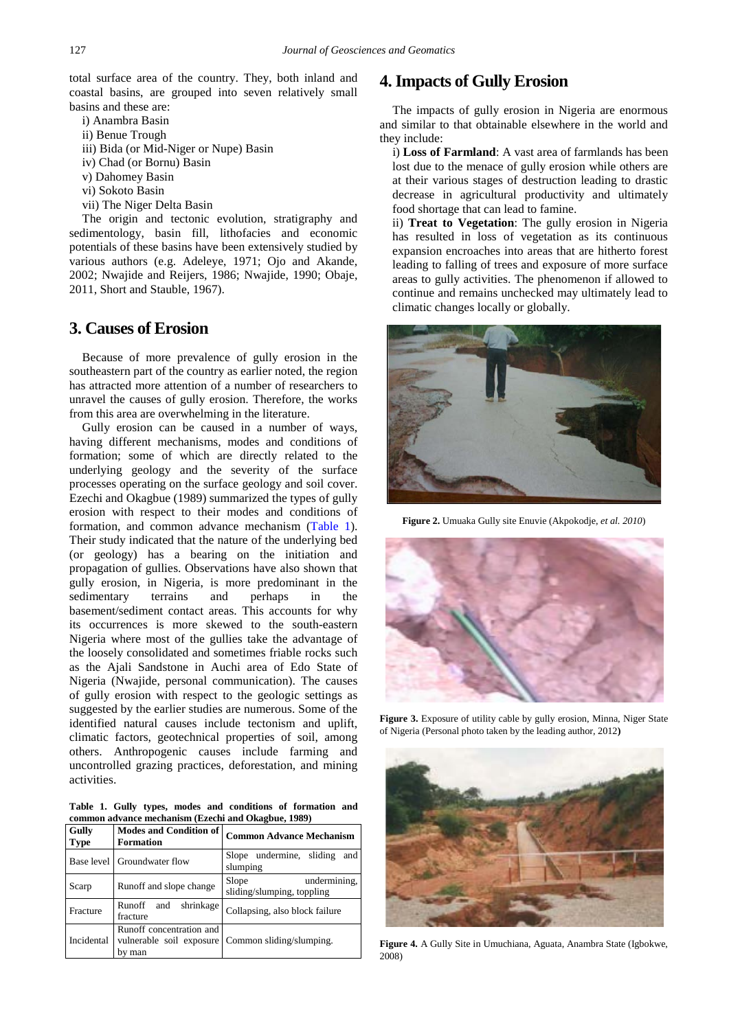total surface area of the country. They, both inland and coastal basins, are grouped into seven relatively small basins and these are:

i) Anambra Basin
ii) Benue Trough
iii) Bida (or Mid-Niger or Nupe) Basin
iv) Chad (or Bornu) Basin
v) Dahomey Basin
vi) Sokoto Basin
vii) The Niger Delta Basin

The origin and tectonic evolution, stratigraphy and sedimentology, basin fill, lithofacies and economic potentials of these basins have been extensively studied by various authors (e.g. Adeleye, 1971; Ojo and Akande, 2002; Nwajide and Reijers, 1986; Nwajide, 1990; Obaje, 2011, Short and Stauble, 1967).

## 3. Causes of Erosion

Because of more prevalence of gully erosion in the southeastern part of the country as earlier noted, the region has attracted more attention of a number of researchers to unravel the causes of gully erosion. Therefore, the works from this area are overwhelming in the literature.

Gully erosion can be caused in a number of ways, having different mechanisms, modes and conditions of formation; some of which are directly related to the underlying geology and the severity of the surface processes operating on the surface geology and soil cover. Ezechi and Okagbue (1989) summarized the types of gully erosion with respect to their modes and conditions of formation, and common advance mechanism (Table 1). Their study indicated that the nature of the underlying bed (or geology) has a bearing on the initiation and propagation of gullies. Observations have also shown that gully erosion, in Nigeria, is more predominant in the sedimentary terrains and perhaps in the basement/sediment contact areas. This accounts for why its occurrences is more skewed to the south-eastern Nigeria where most of the gullies take the advantage of the loosely consolidated and sometimes friable rocks such as the Ajali Sandstone in Auchi area of Edo State of Nigeria (Nwajide, personal communication). The causes of gully erosion with respect to the geologic settings as suggested by the earlier studies are numerous. Some of the identified natural causes include tectonism and uplift, climatic factors, geotechnical properties of soil, among others. Anthropogenic causes include farming and uncontrolled grazing practices, deforestation, and mining activities.

**Table 1. Gully types, modes and conditions of formation and common advance mechanism (Ezechi and Okagbue, 1989)**

| Gully Type | Modes and Condition of Formation | Common Advance Mechanism |
|---|---|---|
| Base level | Groundwater flow | Slope undermine, sliding and slumping |
| Scarp | Runoff and slope change | Slope undermining, sliding/slumping, toppling |
| Fracture | Runoff and shrinkage fracture | Collapsing, also block failure |
| Incidental | Runoff concentration and vulnerable soil exposure by man | Common sliding/slumping. |

## 4. Impacts of Gully Erosion

The impacts of gully erosion in Nigeria are enormous and similar to that obtainable elsewhere in the world and they include:

i) **Loss of Farmland**: A vast area of farmlands has been lost due to the menace of gully erosion while others are at their various stages of destruction leading to drastic decrease in agricultural productivity and ultimately food shortage that can lead to famine.

ii) **Treat to Vegetation**: The gully erosion in Nigeria has resulted in loss of vegetation as its continuous expansion encroaches into areas that are hitherto forest leading to falling of trees and exposure of more surface areas to gully activities. The phenomenon if allowed to continue and remains unchecked may ultimately lead to climatic changes locally or globally.

**Figure 2.** Umuaka Gully site Enuvie (Akpokodje, *et al. 2010*)

**Figure 3.** Exposure of utility cable by gully erosion, Minna, Niger State of Nigeria (Personal photo taken by the leading author, 2012**)**

**Figure 4.** A Gully Site in Umuchiana, Aguata, Anambra State (Igbokwe, 2008)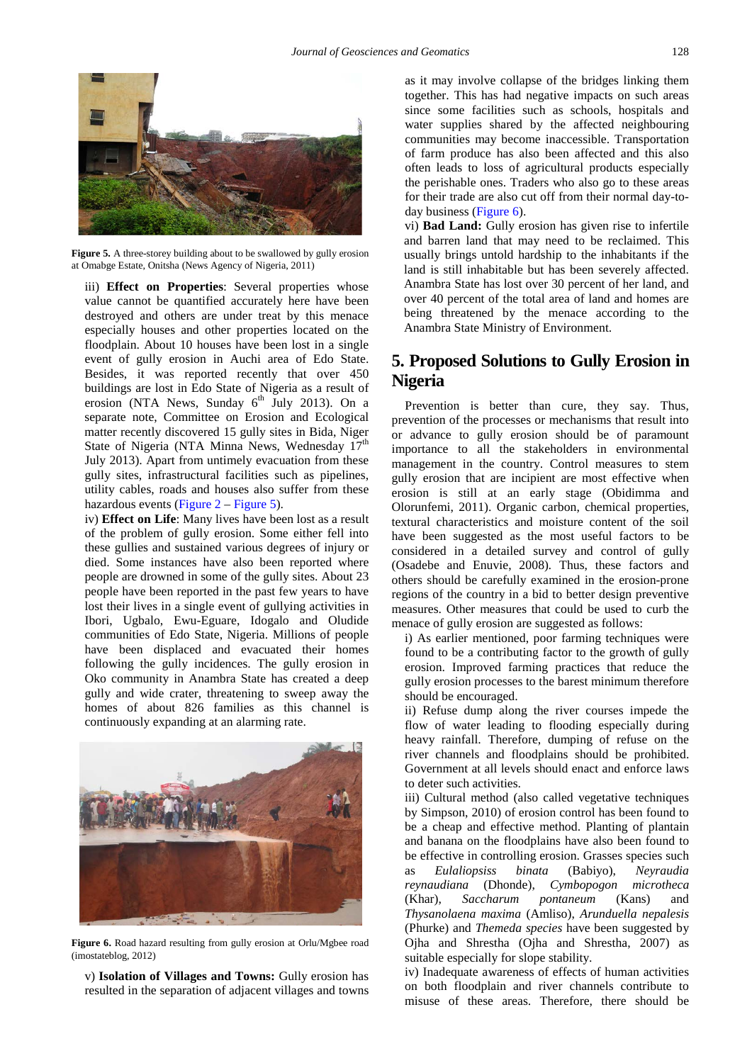Figure 5. A three-storey building about to be swallowed by gully erosion at Omabge Estate, Onitsha (News Agency of Nigeria, 2011)

iii) **Effect on Properties**: Several properties whose value cannot be quantified accurately here have been destroyed and others are under treat by this menace especially houses and other properties located on the floodplain. About 10 houses have been lost in a single event of gully erosion in Auchi area of Edo State. Besides, it was reported recently that over 450 buildings are lost in Edo State of Nigeria as a result of erosion (NTA News, Sunday 6th July 2013). On a separate note, Committee on Erosion and Ecological matter recently discovered 15 gully sites in Bida, Niger State of Nigeria (NTA Minna News, Wednesday 17th July 2013). Apart from untimely evacuation from these gully sites, infrastructural facilities such as pipelines, utility cables, roads and houses also suffer from these hazardous events (Figure 2 – Figure 5).

iv) **Effect on Life**: Many lives have been lost as a result of the problem of gully erosion. Some either fell into these gullies and sustained various degrees of injury or died. Some instances have also been reported where people are drowned in some of the gully sites. About 23 people have been reported in the past few years to have lost their lives in a single event of gullying activities in Ibori, Ugbalo, Ewu-Eguare, Idogalo and Oludide communities of Edo State, Nigeria. Millions of people have been displaced and evacuated their homes following the gully incidences. The gully erosion in Oko community in Anambra State has created a deep gully and wide crater, threatening to sweep away the homes of about 826 families as this channel is continuously expanding at an alarming rate.

Figure 6. Road hazard resulting from gully erosion at Orlu/Mgbee road (imostateblog, 2012)

v) **Isolation of Villages and Towns:** Gully erosion has resulted in the separation of adjacent villages and towns as it may involve collapse of the bridges linking them together. This has had negative impacts on such areas since some facilities such as schools, hospitals and water supplies shared by the affected neighbouring communities may become inaccessible. Transportation of farm produce has also been affected and this also often leads to loss of agricultural products especially the perishable ones. Traders who also go to these areas for their trade are also cut off from their normal day-to-day business (Figure 6).

vi) **Bad Land:** Gully erosion has given rise to infertile and barren land that may need to be reclaimed. This usually brings untold hardship to the inhabitants if the land is still inhabitable but has been severely affected. Anambra State has lost over 30 percent of her land, and over 40 percent of the total area of land and homes are being threatened by the menace according to the Anambra State Ministry of Environment.

## 5. Proposed Solutions to Gully Erosion in Nigeria

Prevention is better than cure, they say. Thus, prevention of the processes or mechanisms that result into or advance to gully erosion should be of paramount importance to all the stakeholders in environmental management in the country. Control measures to stem gully erosion that are incipient are most effective when erosion is still at an early stage (Obidimma and Olorunfemi, 2011). Organic carbon, chemical properties, textural characteristics and moisture content of the soil have been suggested as the most useful factors to be considered in a detailed survey and control of gully (Osadebe and Enuvie, 2008). Thus, these factors and others should be carefully examined in the erosion-prone regions of the country in a bid to better design preventive measures. Other measures that could be used to curb the menace of gully erosion are suggested as follows:

i) As earlier mentioned, poor farming techniques were found to be a contributing factor to the growth of gully erosion. Improved farming practices that reduce the gully erosion processes to the barest minimum therefore should be encouraged.

ii) Refuse dump along the river courses impede the flow of water leading to flooding especially during heavy rainfall. Therefore, dumping of refuse on the river channels and floodplains should be prohibited. Government at all levels should enact and enforce laws to deter such activities.

iii) Cultural method (also called vegetative techniques by Simpson, 2010) of erosion control has been found to be a cheap and effective method. Planting of plantain and banana on the floodplains have also been found to be effective in controlling erosion. Grasses species such as *Eulaliopsiss binata* (Babiyo), *Neyraudia reynaudiana* (Dhonde), *Cymbopogon microtheca* (Khar), *Saccharum pontaneum* (Kans) and *Thysanolaena maxima* (Amliso), *Arunduella nepalesis* (Phurke) and *Themeda species* have been suggested by Ojha and Shrestha (Ojha and Shrestha, 2007) as suitable especially for slope stability.

iv) Inadequate awareness of effects of human activities on both floodplain and river channels contribute to misuse of these areas. Therefore, there should be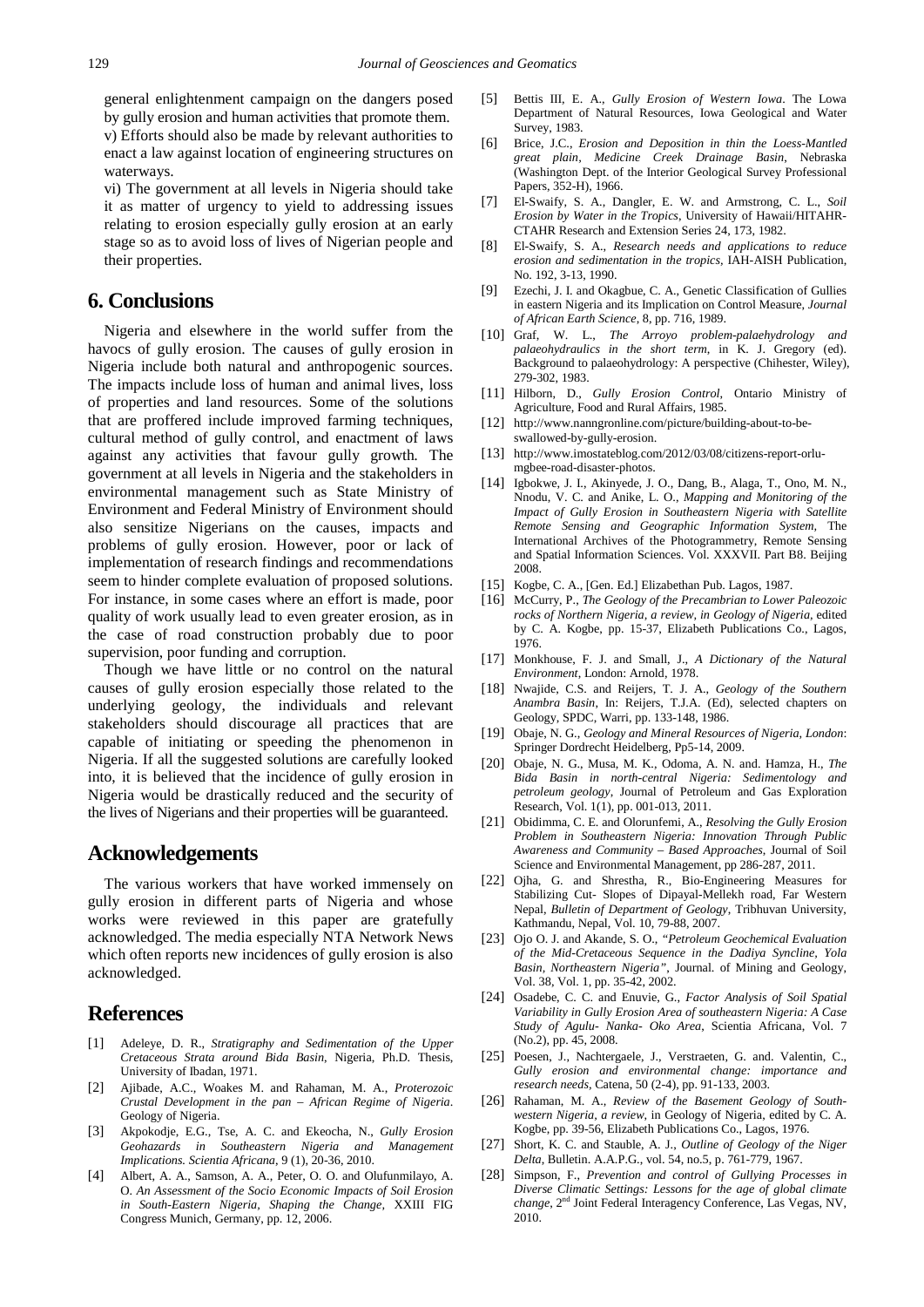general enlightenment campaign on the dangers posed by gully erosion and human activities that promote them.

v) Efforts should also be made by relevant authorities to enact a law against location of engineering structures on waterways.

vi) The government at all levels in Nigeria should take it as matter of urgency to yield to addressing issues relating to erosion especially gully erosion at an early stage so as to avoid loss of lives of Nigerian people and their properties.

## 6. Conclusions

Nigeria and elsewhere in the world suffer from the havocs of gully erosion. The causes of gully erosion in Nigeria include both natural and anthropogenic sources. The impacts include loss of human and animal lives, loss of properties and land resources. Some of the solutions that are proffered include improved farming techniques, cultural method of gully control, and enactment of laws against any activities that favour gully growth. The government at all levels in Nigeria and the stakeholders in environmental management such as State Ministry of Environment and Federal Ministry of Environment should also sensitize Nigerians on the causes, impacts and problems of gully erosion. However, poor or lack of implementation of research findings and recommendations seem to hinder complete evaluation of proposed solutions. For instance, in some cases where an effort is made, poor quality of work usually lead to even greater erosion, as in the case of road construction probably due to poor supervision, poor funding and corruption.

Though we have little or no control on the natural causes of gully erosion especially those related to the underlying geology, the individuals and relevant stakeholders should discourage all practices that are capable of initiating or speeding the phenomenon in Nigeria. If all the suggested solutions are carefully looked into, it is believed that the incidence of gully erosion in Nigeria would be drastically reduced and the security of the lives of Nigerians and their properties will be guaranteed.

## Acknowledgements

The various workers that have worked immensely on gully erosion in different parts of Nigeria and whose works were reviewed in this paper are gratefully acknowledged. The media especially NTA Network News which often reports new incidences of gully erosion is also acknowledged.

## References

[1] Adeleye, D. R., *Stratigraphy and Sedimentation of the Upper Cretaceous Strata around Bida Basin*, Nigeria, Ph.D. Thesis, University of Ibadan, 1971.

[2] Ajibade, A.C., Woakes M. and Rahaman, M. A., *Proterozoic Crustal Development in the pan – African Regime of Nigeria*. Geology of Nigeria.

[3] Akpokodje, E.G., Tse, A. C. and Ekeocha, N., *Gully Erosion Geohazards in Southeastern Nigeria and Management Implications. Scientia Africana*, 9 (1), 20-36, 2010.

[4] Albert, A. A., Samson, A. A., Peter, O. O. and Olufunmilayo, A. O. *An Assessment of the Socio Economic Impacts of Soil Erosion in South-Eastern Nigeria, Shaping the Change*, XXIII FIG Congress Munich, Germany, pp. 12, 2006.

[5] Bettis III, E. A., *Gully Erosion of Western Iowa*. The Lowa Department of Natural Resources, Iowa Geological and Water Survey, 1983.

[6] Brice, J.C., *Erosion and Deposition in thin the Loess-Mantled great plain, Medicine Creek Drainage Basin*, Nebraska (Washington Dept. of the Interior Geological Survey Professional Papers, 352-H), 1966.

[7] El-Swaify, S. A., Dangler, E. W. and Armstrong, C. L., *Soil Erosion by Water in the Tropics*, University of Hawaii/HITAHR-CTAHR Research and Extension Series 24, 173, 1982.

[8] El-Swaify, S. A., *Research needs and applications to reduce erosion and sedimentation in the tropics*, IAH-AISH Publication, No. 192, 3-13, 1990.

[9] Ezechi, J. I. and Okagbue, C. A., Genetic Classification of Gullies in eastern Nigeria and its Implication on Control Measure, *Journal of African Earth Science*, 8, pp. 716, 1989.

[10] Graf, W. L., *The Arroyo problem-palaehydrology and palaeohydraulics in the short term*, in K. J. Gregory (ed). Background to palaeohydrology: A perspective (Chihester, Wiley), 279-302, 1983.

[11] Hilborn, D., *Gully Erosion Control*, Ontario Ministry of Agriculture, Food and Rural Affairs, 1985.

[12] http://www.nanngronline.com/picture/building-about-to-be-swallowed-by-gully-erosion.

[13] http://www.imostateblog.com/2012/03/08/citizens-report-orlu-mgbee-road-disaster-photos.

[14] Igbokwe, J. I., Akinyede, J. O., Dang, B., Alaga, T., Ono, M. N., Nnodu, V. C. and Anike, L. O., *Mapping and Monitoring of the Impact of Gully Erosion in Southeastern Nigeria with Satellite Remote Sensing and Geographic Information System*, The International Archives of the Photogrammetry, Remote Sensing and Spatial Information Sciences. Vol. XXXVII. Part B8. Beijing 2008.

[15] Kogbe, C. A., [Gen. Ed.] Elizabethan Pub. Lagos, 1987.

[16] McCurry, P., *The Geology of the Precambrian to Lower Paleozoic rocks of Northern Nigeria, a review, in Geology of Nigeria*, edited by C. A. Kogbe, pp. 15-37, Elizabeth Publications Co., Lagos, 1976.

[17] Monkhouse, F. J. and Small, J., *A Dictionary of the Natural Environment*, London: Arnold, 1978.

[18] Nwajide, C.S. and Reijers, T. J. A., *Geology of the Southern Anambra Basin*, In: Reijers, T.J.A. (Ed), selected chapters on Geology, SPDC, Warri, pp. 133-148, 1986.

[19] Obaje, N. G., *Geology and Mineral Resources of Nigeria, London*: Springer Dordrecht Heidelberg, Pp5-14, 2009.

[20] Obaje, N. G., Musa, M. K., Odoma, A. N. and. Hamza, H., *The Bida Basin in north-central Nigeria: Sedimentology and petroleum geology*, Journal of Petroleum and Gas Exploration Research, Vol. 1(1), pp. 001-013, 2011.

[21] Obidimma, C. E. and Olorunfemi, A., *Resolving the Gully Erosion Problem in Southeastern Nigeria: Innovation Through Public Awareness and Community – Based Approaches*, Journal of Soil Science and Environmental Management, pp 286-287, 2011.

[22] Ojha, G. and Shrestha, R., Bio-Engineering Measures for Stabilizing Cut- Slopes of Dipayal-Mellekh road, Far Western Nepal, *Bulletin of Department of Geology*, Tribhuvan University, Kathmandu, Nepal, Vol. 10, 79-88, 2007.

[23] Ojo O. J. and Akande, S. O., *"Petroleum Geochemical Evaluation of the Mid-Cretaceous Sequence in the Dadiya Syncline, Yola Basin, Northeastern Nigeria"*, Journal. of Mining and Geology, Vol. 38, Vol. 1, pp. 35-42, 2002.

[24] Osadebe, C. C. and Enuvie, G., *Factor Analysis of Soil Spatial Variability in Gully Erosion Area of southeastern Nigeria: A Case Study of Agulu- Nanka- Oko Area*, Scientia Africana, Vol. 7 (No.2), pp. 45, 2008.

[25] Poesen, J., Nachtergaele, J., Verstraeten, G. and. Valentin, C., *Gully erosion and environmental change: importance and research needs*, Catena, 50 (2-4), pp. 91-133, 2003.

[26] Rahaman, M. A., *Review of the Basement Geology of South-western Nigeria, a review*, in Geology of Nigeria, edited by C. A. Kogbe, pp. 39-56, Elizabeth Publications Co., Lagos, 1976.

[27] Short, K. C. and Stauble, A. J., *Outline of Geology of the Niger Delta*, Bulletin. A.A.P.G., vol. 54, no.5, p. 761-779, 1967.

[28] Simpson, F., *Prevention and control of Gullying Processes in Diverse Climatic Settings: Lessons for the age of global climate change*, 2nd Joint Federal Interagency Conference, Las Vegas, NV, 2010.